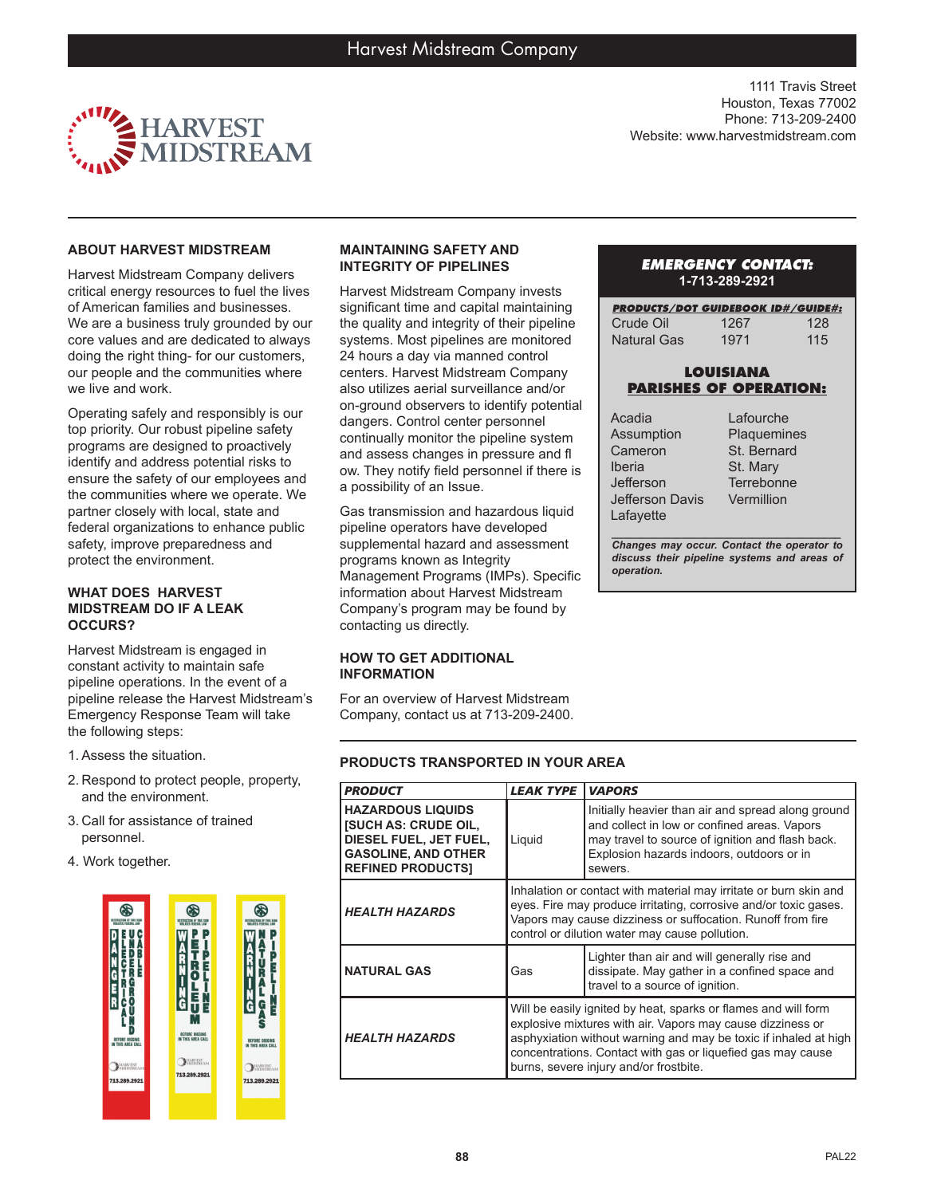# Harvest Midstream Company

1111 Travis Street
Houston, Texas 77002
Phone: 713-209-2400
Website: www.harvestmidstream.com

## ABOUT HARVEST MIDSTREAM

Harvest Midstream Company delivers critical energy resources to fuel the lives of American families and businesses. We are a business truly grounded by our core values and are dedicated to always doing the right thing- for our customers, our people and the communities where we live and work.

Operating safely and responsibly is our top priority. Our robust pipeline safety programs are designed to proactively identify and address potential risks to ensure the safety of our employees and the communities where we operate. We partner closely with local, state and federal organizations to enhance public safety, improve preparedness and protect the environment.

## WHAT DOES HARVEST MIDSTREAM DO IF A LEAK OCCURS?

Harvest Midstream is engaged in constant activity to maintain safe pipeline operations. In the event of a pipeline release the Harvest Midstream's Emergency Response Team will take the following steps:

1. Assess the situation.
2. Respond to protect people, property, and the environment.
3. Call for assistance of trained personnel.
4. Work together.

## MAINTAINING SAFETY AND INTEGRITY OF PIPELINES

Harvest Midstream Company invests significant time and capital maintaining the quality and integrity of their pipeline systems. Most pipelines are monitored 24 hours a day via manned control centers. Harvest Midstream Company also utilizes aerial surveillance and/or on-ground observers to identify potential dangers. Control center personnel continually monitor the pipeline system and assess changes in pressure and fl ow. They notify field personnel if there is a possibility of an Issue.

Gas transmission and hazardous liquid pipeline operators have developed supplemental hazard and assessment programs known as Integrity Management Programs (IMPs). Specific information about Harvest Midstream Company's program may be found by contacting us directly.

## HOW TO GET ADDITIONAL INFORMATION

For an overview of Harvest Midstream Company, contact us at 713-209-2400.

## EMERGENCY CONTACT: 1-713-289-2921

| PRODUCTS/DOT GUIDEBOOK ID#/GUIDE#: | | |
|---|---|---|
| Crude Oil | 1267 | 128 |
| Natural Gas | 1971 | 115 |

### LOUISIANA PARISHES OF OPERATION:

| | |
|---|---|
| Acadia | Lafourche |
| Assumption | Plaquemines |
| Cameron | St. Bernard |
| Iberia | St. Mary |
| Jefferson | Terrebonne |
| Jefferson Davis | Vermillion |
| Lafayette | |

***Changes may occur. Contact the operator to discuss their pipeline systems and areas of operation.***

## PRODUCTS TRANSPORTED IN YOUR AREA

| *PRODUCT* | *LEAK TYPE* | *VAPORS* |
|---|---|---|
| **HAZARDOUS LIQUIDS [SUCH AS: CRUDE OIL, DIESEL FUEL, JET FUEL, GASOLINE, AND OTHER REFINED PRODUCTS]** | Liquid | Initially heavier than air and spread along ground and collect in low or confined areas. Vapors may travel to source of ignition and flash back. Explosion hazards indoors, outdoors or in sewers. |
| ***HEALTH HAZARDS*** | Inhalation or contact with material may irritate or burn skin and eyes. Fire may produce irritating, corrosive and/or toxic gases. Vapors may cause dizziness or suffocation. Runoff from fire control or dilution water may cause pollution. | |
| **NATURAL GAS** | Gas | Lighter than air and will generally rise and dissipate. May gather in a confined space and travel to a source of ignition. |
| ***HEALTH HAZARDS*** | Will be easily ignited by heat, sparks or flames and will form explosive mixtures with air. Vapors may cause dizziness or asphyxiation without warning and may be toxic if inhaled at high concentrations. Contact with gas or liquefied gas may cause burns, severe injury and/or frostbite. | |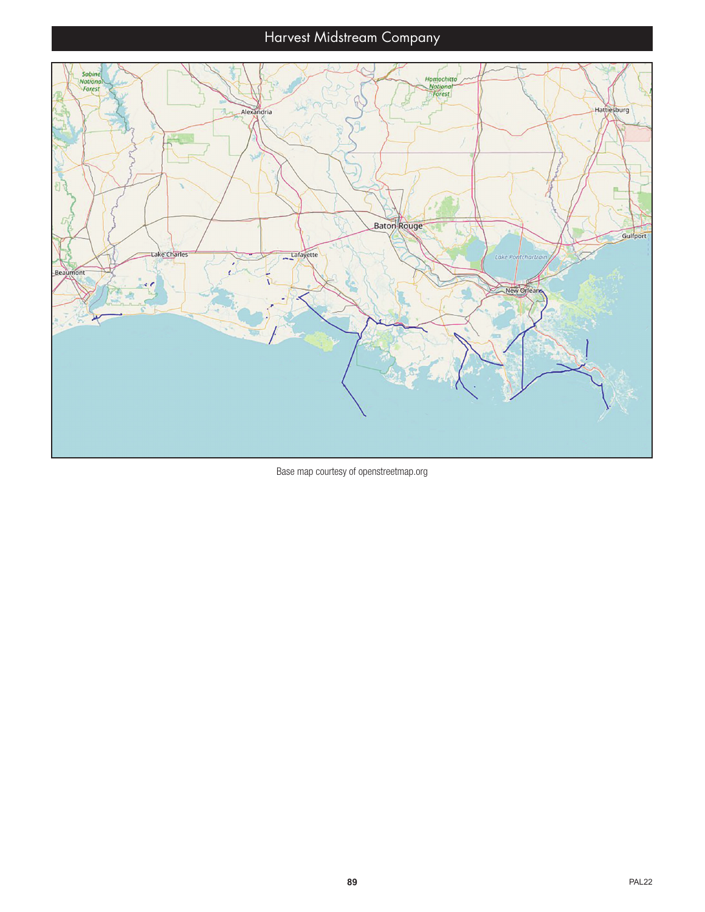# Harvest Midstream Company

Base map courtesy of openstreetmap.org